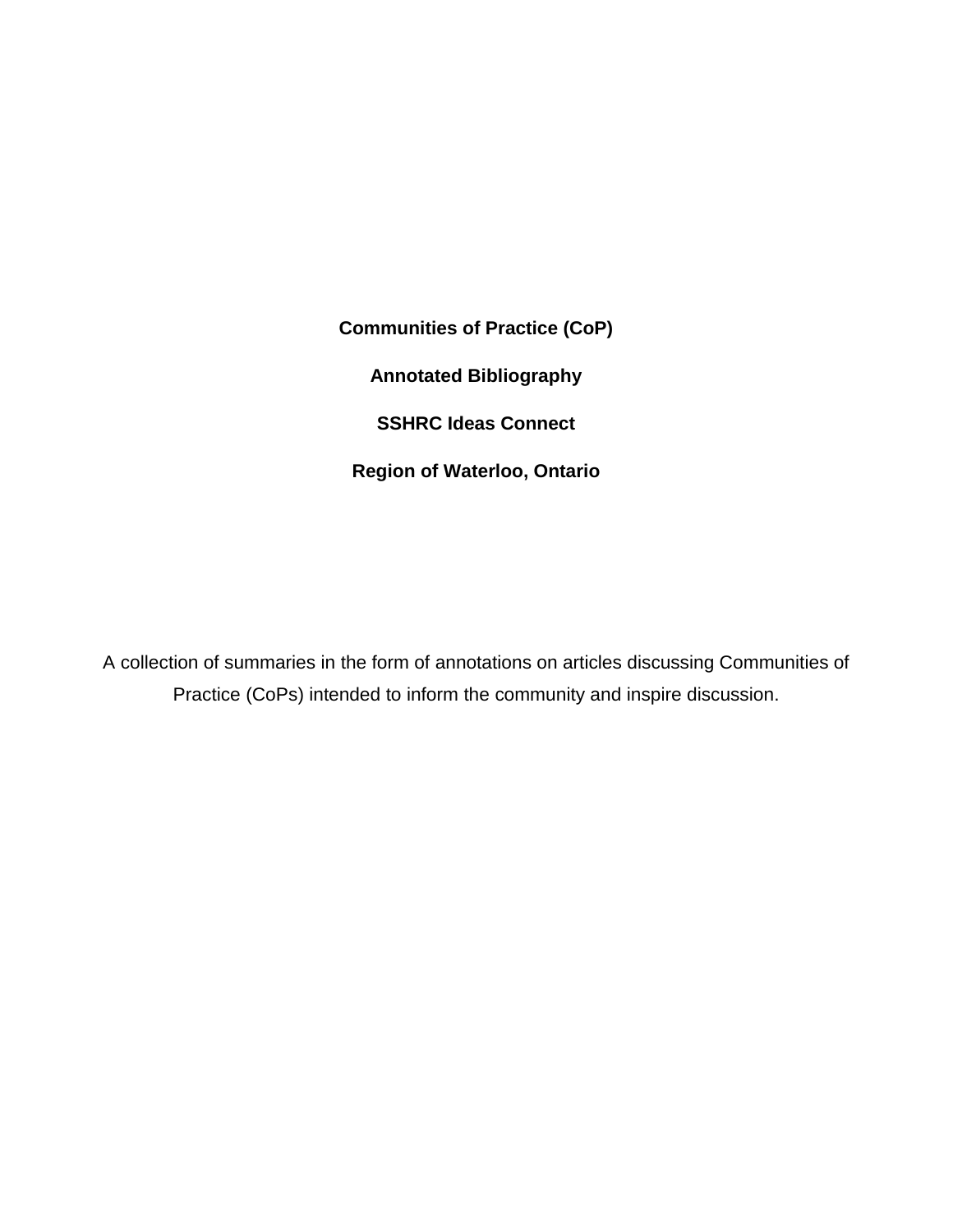# Communities of Practice (CoP)

## Annotated Bibliography

## SSHRC Ideas Connect

## Region of Waterloo, Ontario

A collection of summaries in the form of annotations on articles discussing Communities of Practice (CoPs) intended to inform the community and inspire discussion.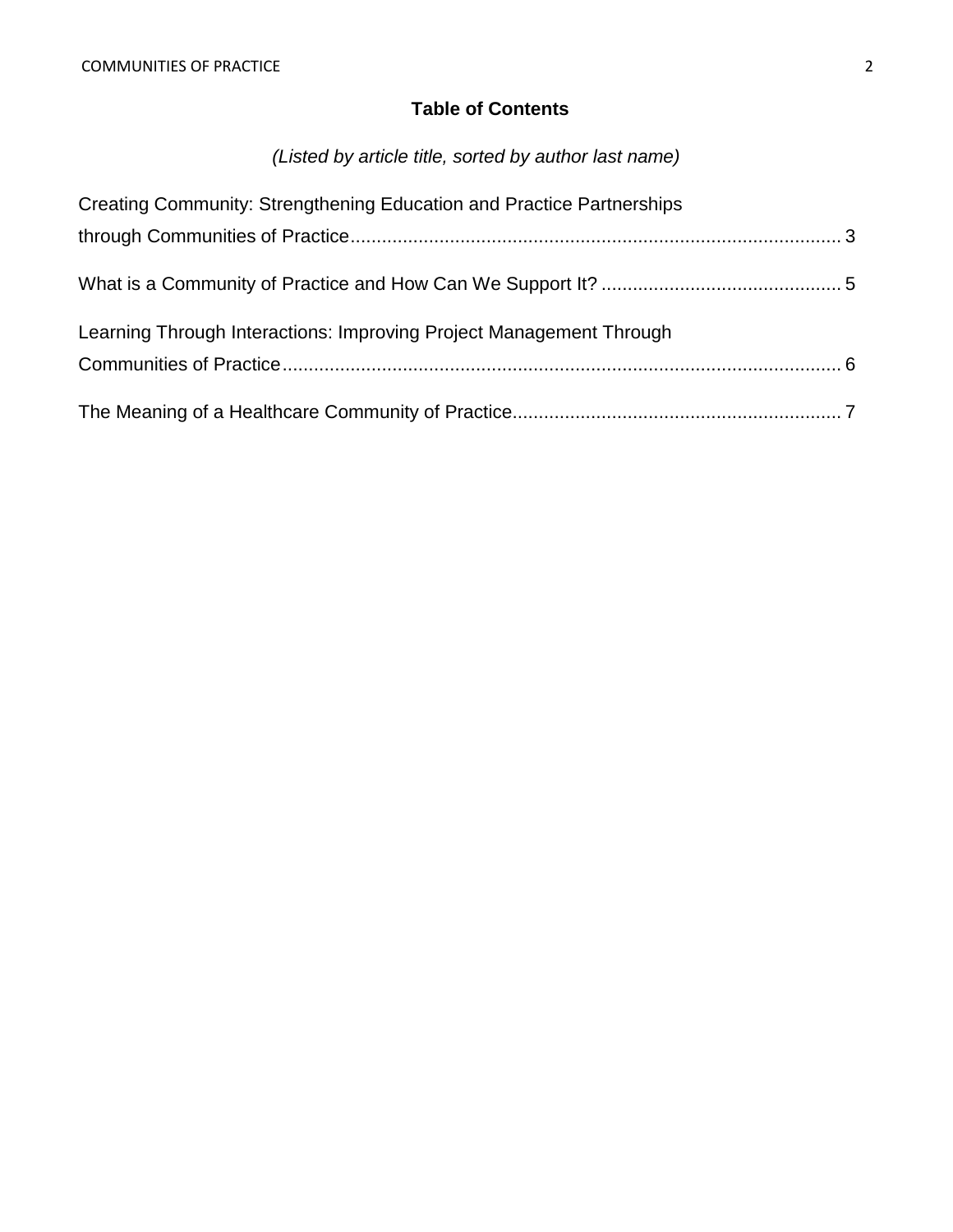## Table of Contents

*(Listed by article title, sorted by author last name)*

Creating Community: Strengthening Education and Practice Partnerships through Communities of Practice ........................................ 3

What is a Community of Practice and How Can We Support It? ........................................ 5

Learning Through Interactions: Improving Project Management Through Communities of Practice ........................................ 6

The Meaning of a Healthcare Community of Practice ........................................ 7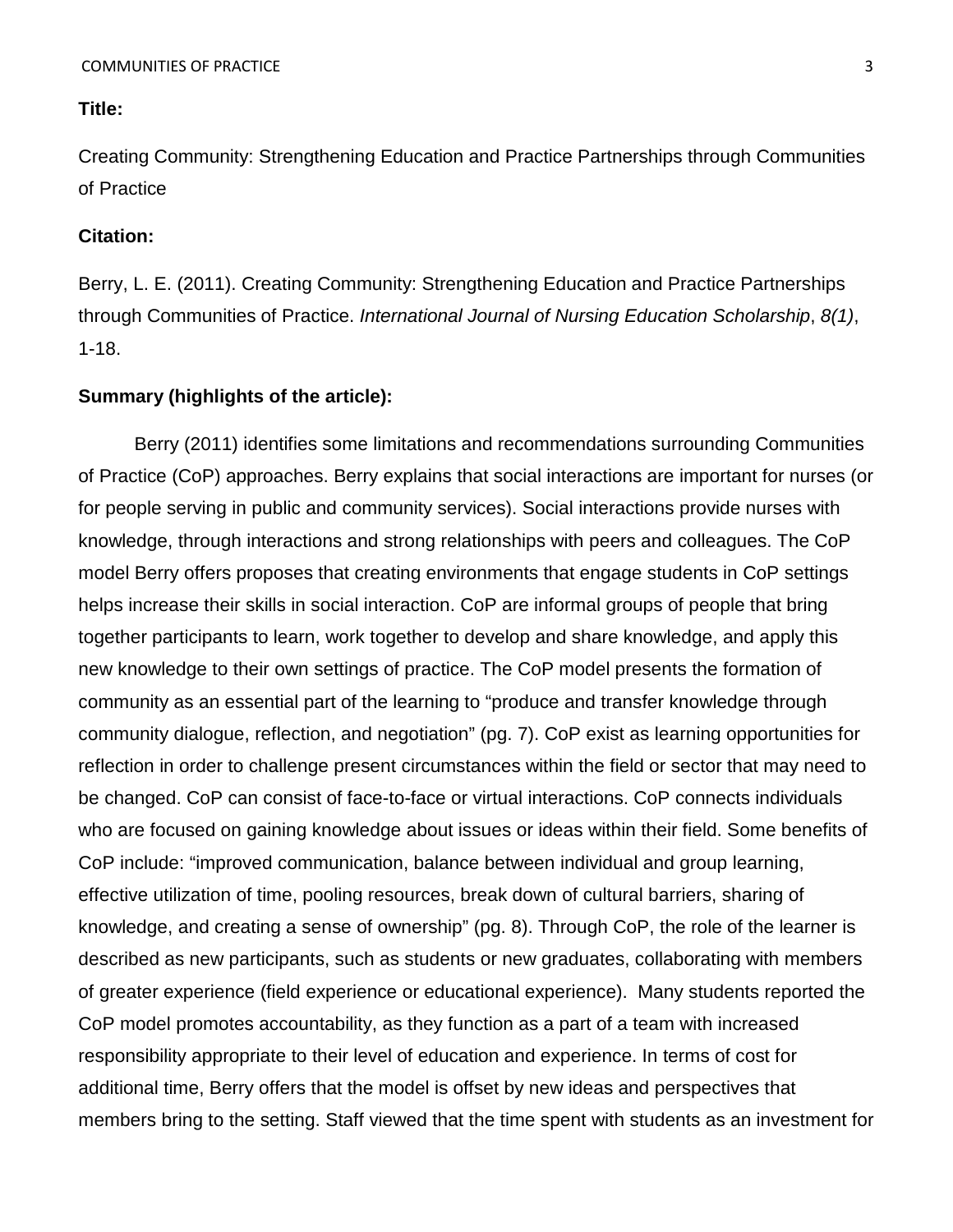**Title:**

Creating Community: Strengthening Education and Practice Partnerships through Communities of Practice

**Citation:**

Berry, L. E. (2011). Creating Community: Strengthening Education and Practice Partnerships through Communities of Practice. *International Journal of Nursing Education Scholarship*, *8(1)*, 1-18.

**Summary (highlights of the article):**

Berry (2011) identifies some limitations and recommendations surrounding Communities of Practice (CoP) approaches. Berry explains that social interactions are important for nurses (or for people serving in public and community services). Social interactions provide nurses with knowledge, through interactions and strong relationships with peers and colleagues. The CoP model Berry offers proposes that creating environments that engage students in CoP settings helps increase their skills in social interaction. CoP are informal groups of people that bring together participants to learn, work together to develop and share knowledge, and apply this new knowledge to their own settings of practice. The CoP model presents the formation of community as an essential part of the learning to "produce and transfer knowledge through community dialogue, reflection, and negotiation" (pg. 7). CoP exist as learning opportunities for reflection in order to challenge present circumstances within the field or sector that may need to be changed. CoP can consist of face-to-face or virtual interactions. CoP connects individuals who are focused on gaining knowledge about issues or ideas within their field. Some benefits of CoP include: "improved communication, balance between individual and group learning, effective utilization of time, pooling resources, break down of cultural barriers, sharing of knowledge, and creating a sense of ownership" (pg. 8). Through CoP, the role of the learner is described as new participants, such as students or new graduates, collaborating with members of greater experience (field experience or educational experience). Many students reported the CoP model promotes accountability, as they function as a part of a team with increased responsibility appropriate to their level of education and experience. In terms of cost for additional time, Berry offers that the model is offset by new ideas and perspectives that members bring to the setting. Staff viewed that the time spent with students as an investment for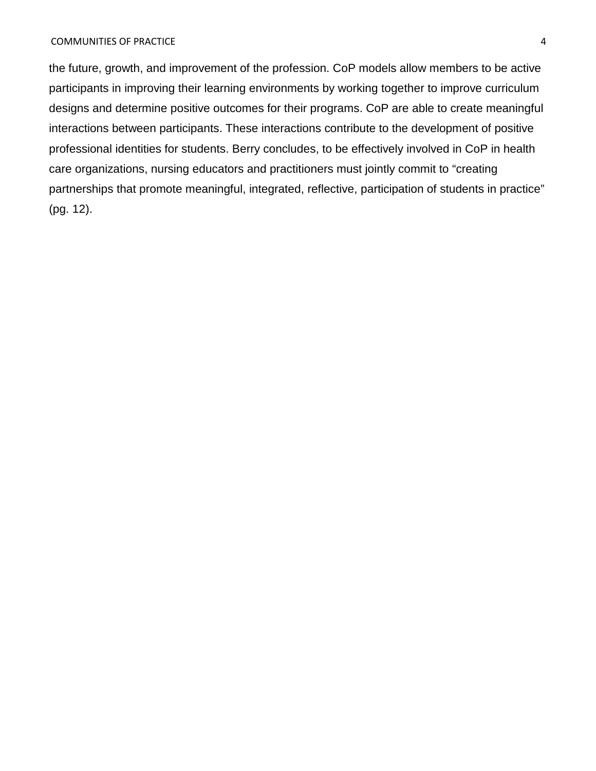the future, growth, and improvement of the profession. CoP models allow members to be active participants in improving their learning environments by working together to improve curriculum designs and determine positive outcomes for their programs. CoP are able to create meaningful interactions between participants. These interactions contribute to the development of positive professional identities for students. Berry concludes, to be effectively involved in CoP in health care organizations, nursing educators and practitioners must jointly commit to "creating partnerships that promote meaningful, integrated, reflective, participation of students in practice" (pg. 12).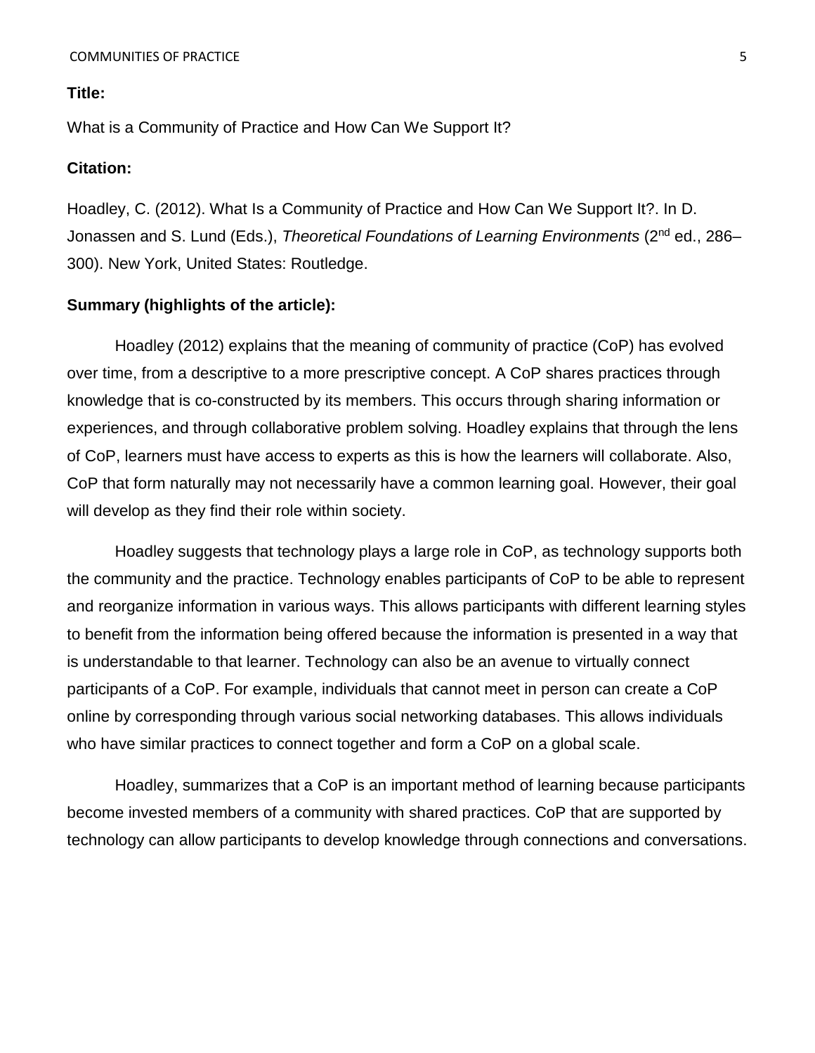**Title:**

What is a Community of Practice and How Can We Support It?

**Citation:**

Hoadley, C. (2012). What Is a Community of Practice and How Can We Support It?. In D. Jonassen and S. Lund (Eds.), *Theoretical Foundations of Learning Environments* (2nd ed., 286–300). New York, United States: Routledge.

**Summary (highlights of the article):**

Hoadley (2012) explains that the meaning of community of practice (CoP) has evolved over time, from a descriptive to a more prescriptive concept. A CoP shares practices through knowledge that is co-constructed by its members. This occurs through sharing information or experiences, and through collaborative problem solving. Hoadley explains that through the lens of CoP, learners must have access to experts as this is how the learners will collaborate. Also, CoP that form naturally may not necessarily have a common learning goal. However, their goal will develop as they find their role within society.

Hoadley suggests that technology plays a large role in CoP, as technology supports both the community and the practice. Technology enables participants of CoP to be able to represent and reorganize information in various ways. This allows participants with different learning styles to benefit from the information being offered because the information is presented in a way that is understandable to that learner. Technology can also be an avenue to virtually connect participants of a CoP. For example, individuals that cannot meet in person can create a CoP online by corresponding through various social networking databases. This allows individuals who have similar practices to connect together and form a CoP on a global scale.

Hoadley, summarizes that a CoP is an important method of learning because participants become invested members of a community with shared practices. CoP that are supported by technology can allow participants to develop knowledge through connections and conversations.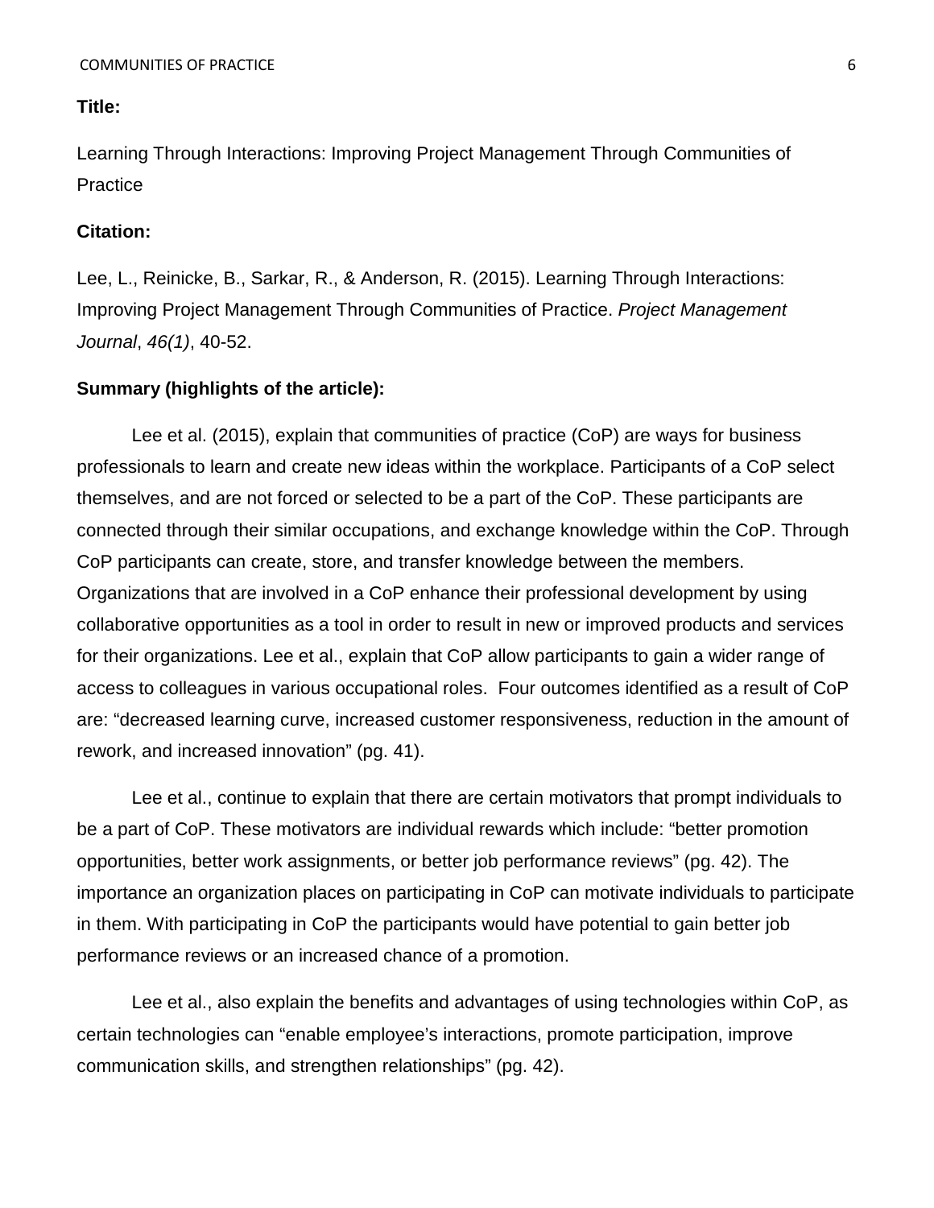**Title:**

Learning Through Interactions: Improving Project Management Through Communities of Practice

**Citation:**

Lee, L., Reinicke, B., Sarkar, R., & Anderson, R. (2015). Learning Through Interactions: Improving Project Management Through Communities of Practice. *Project Management Journal*, *46(1)*, 40-52.

**Summary (highlights of the article):**

Lee et al. (2015), explain that communities of practice (CoP) are ways for business professionals to learn and create new ideas within the workplace. Participants of a CoP select themselves, and are not forced or selected to be a part of the CoP. These participants are connected through their similar occupations, and exchange knowledge within the CoP. Through CoP participants can create, store, and transfer knowledge between the members. Organizations that are involved in a CoP enhance their professional development by using collaborative opportunities as a tool in order to result in new or improved products and services for their organizations. Lee et al., explain that CoP allow participants to gain a wider range of access to colleagues in various occupational roles. Four outcomes identified as a result of CoP are: "decreased learning curve, increased customer responsiveness, reduction in the amount of rework, and increased innovation" (pg. 41).

Lee et al., continue to explain that there are certain motivators that prompt individuals to be a part of CoP. These motivators are individual rewards which include: "better promotion opportunities, better work assignments, or better job performance reviews" (pg. 42). The importance an organization places on participating in CoP can motivate individuals to participate in them. With participating in CoP the participants would have potential to gain better job performance reviews or an increased chance of a promotion.

Lee et al., also explain the benefits and advantages of using technologies within CoP, as certain technologies can "enable employee's interactions, promote participation, improve communication skills, and strengthen relationships" (pg. 42).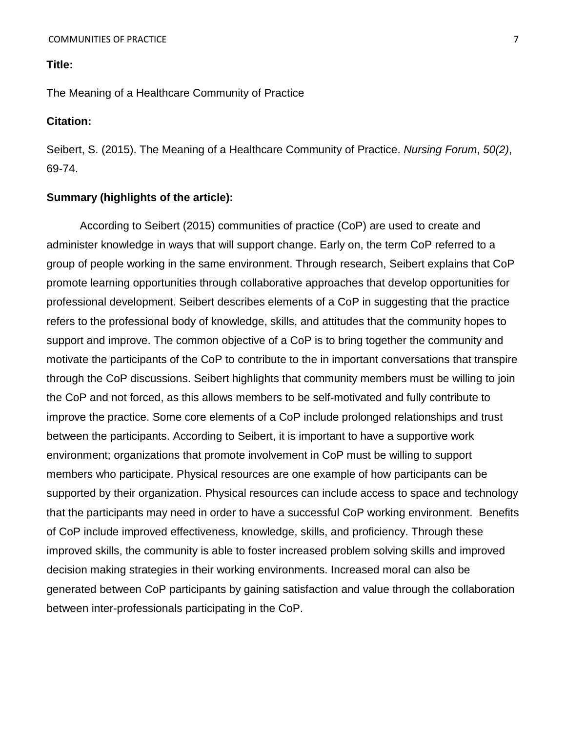**Title:**

The Meaning of a Healthcare Community of Practice

**Citation:**

Seibert, S. (2015). The Meaning of a Healthcare Community of Practice. *Nursing Forum*, *50(2)*, 69-74.

**Summary (highlights of the article):**

According to Seibert (2015) communities of practice (CoP) are used to create and administer knowledge in ways that will support change. Early on, the term CoP referred to a group of people working in the same environment. Through research, Seibert explains that CoP promote learning opportunities through collaborative approaches that develop opportunities for professional development. Seibert describes elements of a CoP in suggesting that the practice refers to the professional body of knowledge, skills, and attitudes that the community hopes to support and improve. The common objective of a CoP is to bring together the community and motivate the participants of the CoP to contribute to the in important conversations that transpire through the CoP discussions. Seibert highlights that community members must be willing to join the CoP and not forced, as this allows members to be self-motivated and fully contribute to improve the practice. Some core elements of a CoP include prolonged relationships and trust between the participants. According to Seibert, it is important to have a supportive work environment; organizations that promote involvement in CoP must be willing to support members who participate. Physical resources are one example of how participants can be supported by their organization. Physical resources can include access to space and technology that the participants may need in order to have a successful CoP working environment. Benefits of CoP include improved effectiveness, knowledge, skills, and proficiency. Through these improved skills, the community is able to foster increased problem solving skills and improved decision making strategies in their working environments. Increased moral can also be generated between CoP participants by gaining satisfaction and value through the collaboration between inter-professionals participating in the CoP.